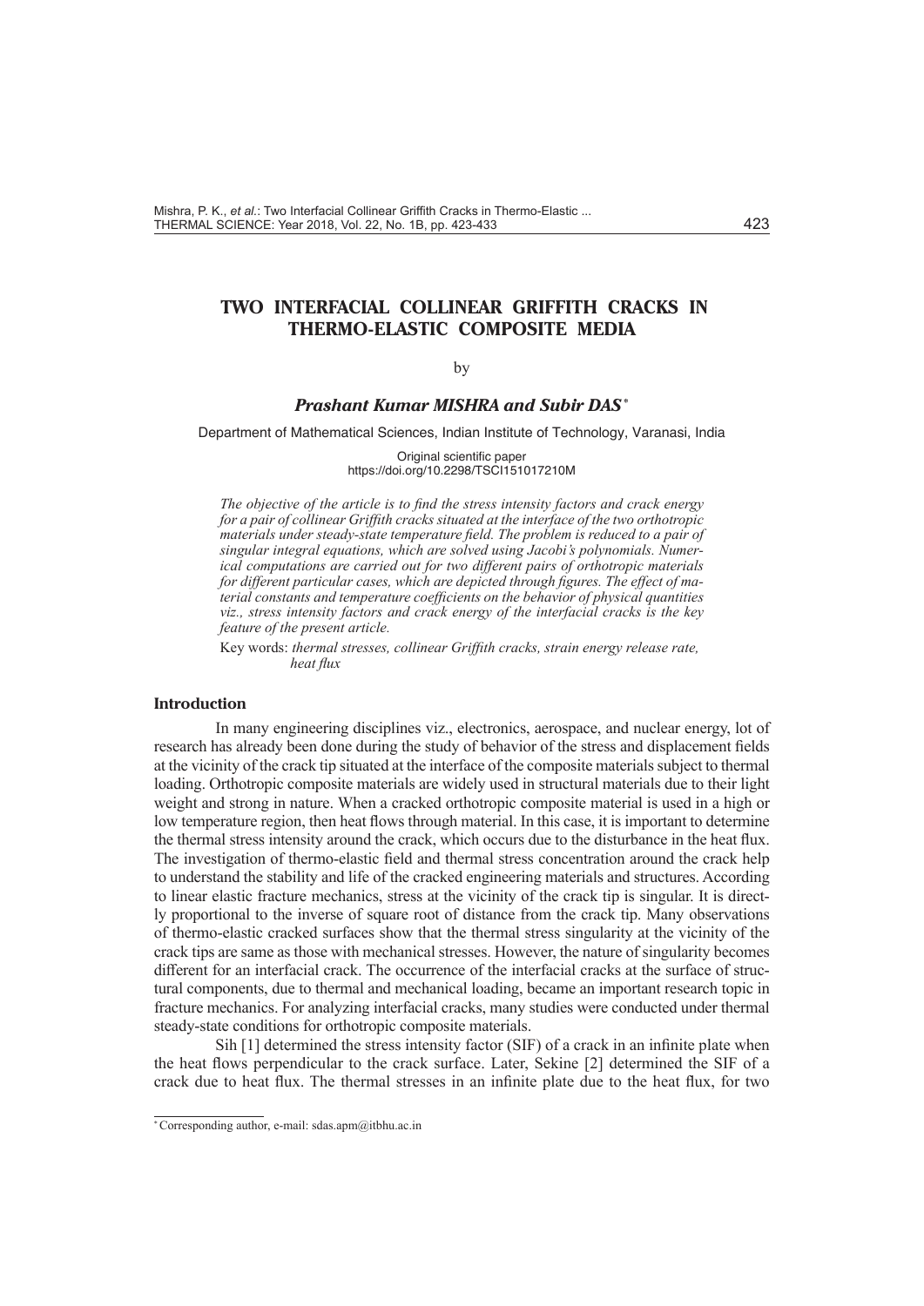# TWO INTERFACIAL COLLINEAR GRIFFITH CRACKS IN THERMO-ELASTIC COMPOSITE MEDIA

by

***Prashant Kumar MISHRA and Subir DAS*** *

Department of Mathematical Sciences, Indian Institute of Technology, Varanasi, India

Original scientific paper
https://doi.org/10.2298/TSCI151017210M

*The objective of the article is to find the stress intensity factors and crack energy for a pair of collinear Griffith cracks situated at the interface of the two orthotropic materials under steady-state temperature field. The problem is reduced to a pair of singular integral equations, which are solved using Jacobi's polynomials. Numerical computations are carried out for two different pairs of orthotropic materials for different particular cases, which are depicted through figures. The effect of material constants and temperature coefficients on the behavior of physical quantities viz., stress intensity factors and crack energy of the interfacial cracks is the key feature of the present article.*

Key words: *thermal stresses, collinear Griffith cracks, strain energy release rate, heat flux*

## Introduction

In many engineering disciplines viz., electronics, aerospace, and nuclear energy, lot of research has already been done during the study of behavior of the stress and displacement fields at the vicinity of the crack tip situated at the interface of the composite materials subject to thermal loading. Orthotropic composite materials are widely used in structural materials due to their light weight and strong in nature. When a cracked orthotropic composite material is used in a high or low temperature region, then heat flows through material. In this case, it is important to determine the thermal stress intensity around the crack, which occurs due to the disturbance in the heat flux. The investigation of thermo-elastic field and thermal stress concentration around the crack help to understand the stability and life of the cracked engineering materials and structures. According to linear elastic fracture mechanics, stress at the vicinity of the crack tip is singular. It is directly proportional to the inverse of square root of distance from the crack tip. Many observations of thermo-elastic cracked surfaces show that the thermal stress singularity at the vicinity of the crack tips are same as those with mechanical stresses. However, the nature of singularity becomes different for an interfacial crack. The occurrence of the interfacial cracks at the surface of structural components, due to thermal and mechanical loading, became an important research topic in fracture mechanics. For analyzing interfacial cracks, many studies were conducted under thermal steady-state conditions for orthotropic composite materials.

Sih [1] determined the stress intensity factor (SIF) of a crack in an infinite plate when the heat flows perpendicular to the crack surface. Later, Sekine [2] determined the SIF of a crack due to heat flux. The thermal stresses in an infinite plate due to the heat flux, for two

---

* Corresponding author, e-mail: sdas.apm@itbhu.ac.in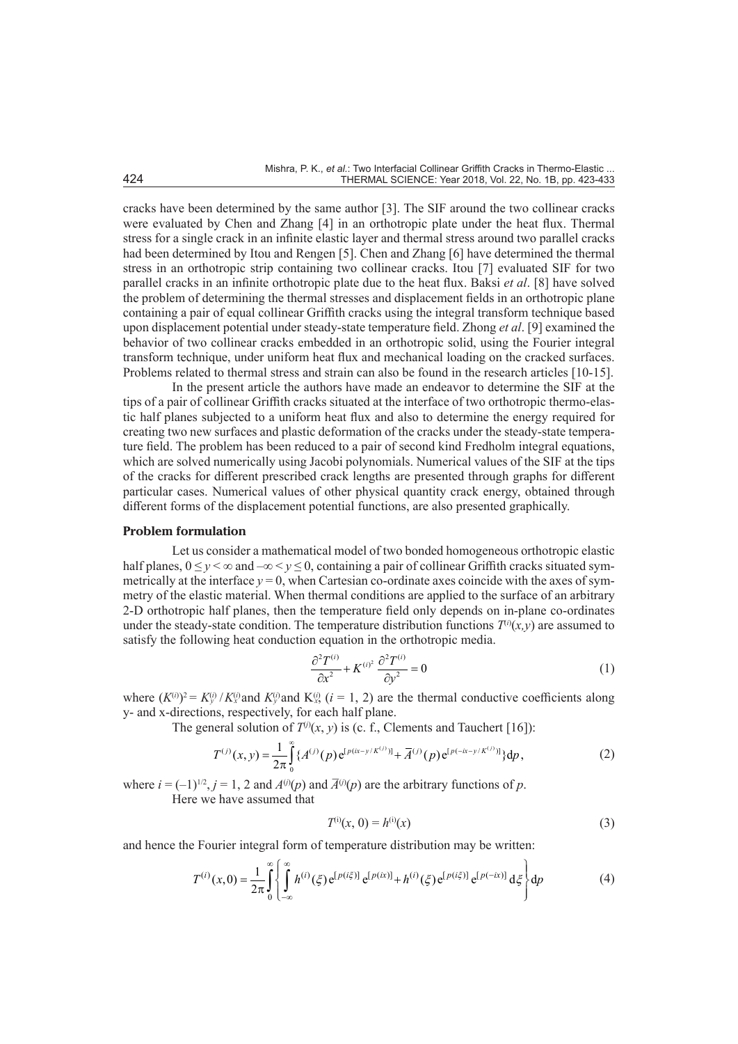cracks have been determined by the same author [3]. The SIF around the two collinear cracks were evaluated by Chen and Zhang [4] in an orthotropic plate under the heat flux. Thermal stress for a single crack in an infinite elastic layer and thermal stress around two parallel cracks had been determined by Itou and Rengen [5]. Chen and Zhang [6] have determined the thermal stress in an orthotropic strip containing two collinear cracks. Itou [7] evaluated SIF for two parallel cracks in an infinite orthotropic plate due to the heat flux. Baksi *et al*. [8] have solved the problem of determining the thermal stresses and displacement fields in an orthotropic plane containing a pair of equal collinear Griffith cracks using the integral transform technique based upon displacement potential under steady-state temperature field. Zhong *et al*. [9] examined the behavior of two collinear cracks embedded in an orthotropic solid, using the Fourier integral transform technique, under uniform heat flux and mechanical loading on the cracked surfaces. Problems related to thermal stress and strain can also be found in the research articles [10-15].

In the present article the authors have made an endeavor to determine the SIF at the tips of a pair of collinear Griffith cracks situated at the interface of two orthotropic thermo-elastic half planes subjected to a uniform heat flux and also to determine the energy required for creating two new surfaces and plastic deformation of the cracks under the steady-state temperature field. The problem has been reduced to a pair of second kind Fredholm integral equations, which are solved numerically using Jacobi polynomials. Numerical values of the SIF at the tips of the cracks for different prescribed crack lengths are presented through graphs for different particular cases. Numerical values of other physical quantity crack energy, obtained through different forms of the displacement potential functions, are also presented graphically.

## Problem formulation

Let us consider a mathematical model of two bonded homogeneous orthotropic elastic half planes, $0 \le y < \infty$ and $-\infty < y \le 0$, containing a pair of collinear Griffith cracks situated symmetrically at the interface $y = 0$, when Cartesian co-ordinate axes coincide with the axes of symmetry of the elastic material. When thermal conditions are applied to the surface of an arbitrary 2-D orthotropic half planes, then the temperature field only depends on in-plane co-ordinates under the steady-state condition. The temperature distribution functions $T^{(i)}(x,y)$ are assumed to satisfy the following heat conduction equation in the orthotropic media.

$$\frac{\partial^2 T^{(i)}}{\partial x^2} + K^{(i)^2} \frac{\partial^2 T^{(i)}}{\partial y^2} = 0 \tag{1}$$

where $(K^{(i)})^2 = K_y^{(i)} / K_x^{(i)}$ and $K_y^{(i)}$ and $K_x^{(i)}$ $(i = 1, 2)$ are the thermal conductive coefficients along y- and x-directions, respectively, for each half plane.

The general solution of $T^{(j)}(x, y)$ is (c. f., Clements and Tauchert [16]):

$$T^{(j)}(x,y) = \frac{1}{2\pi}\int_0^\infty \{A^{(j)}(p)\,\mathrm{e}^{[p(ix - y/K^{(j)})]} + \overline{A}^{(j)}(p)\,\mathrm{e}^{[p(-ix - y/K^{(j)})]}\}\mathrm{d}p, \tag{2}$$

where $i = (-1)^{1/2}$, $j = 1, 2$ and $A^{(j)}(p)$ and $\overline{A}^{(j)}(p)$ are the arbitrary functions of $p$.

Here we have assumed that

$$T^{(i)}(x, 0) = h^{(i)}(x) \tag{3}$$

and hence the Fourier integral form of temperature distribution may be written:

$$T^{(i)}(x,0) = \frac{1}{2\pi}\int_0^\infty \left\{ \int_{-\infty}^\infty h^{(i)}(\xi)\,\mathrm{e}^{[p(i\xi)]}\,\mathrm{e}^{[p(ix)]} + h^{(i)}(\xi)\,\mathrm{e}^{[p(i\xi)]}\,\mathrm{e}^{[p(-ix)]}\,\mathrm{d}\xi \right\}\mathrm{d}p \tag{4}$$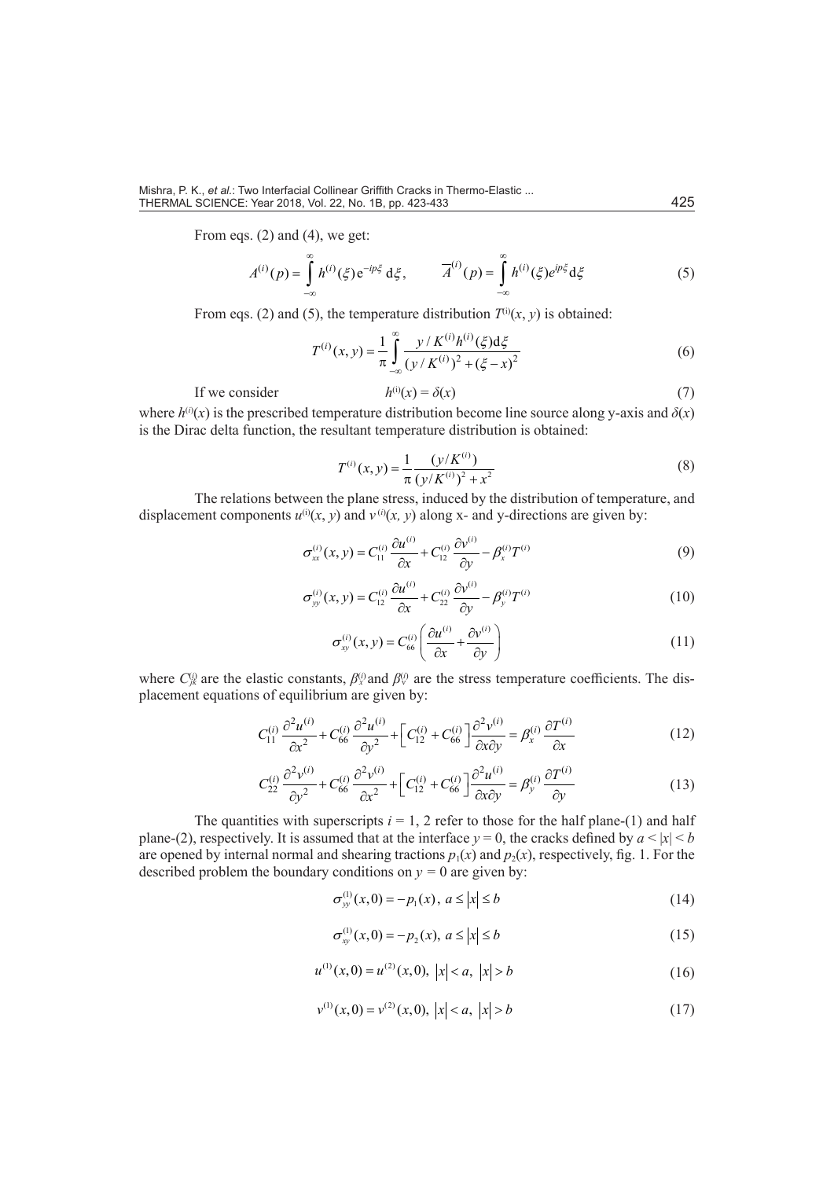From eqs. (2) and (4), we get:

$$A^{(i)}(p) = \int_{-\infty}^{\infty} h^{(i)}(\xi)\, e^{-ip\xi}\, d\xi, \qquad \overline{A}^{(i)}(p) = \int_{-\infty}^{\infty} h^{(i)}(\xi) e^{ip\xi} d\xi \tag{5}$$

From eqs. (2) and (5), the temperature distribution $T^{(i)}(x, y)$ is obtained:

$$T^{(i)}(x,y) = \frac{1}{\pi} \int_{-\infty}^{\infty} \frac{y / K^{(i)} h^{(i)}(\xi) d\xi}{(y / K^{(i)})^2 + (\xi - x)^2} \tag{6}$$

If we consider

$$h^{(i)}(x) = \delta(x) \tag{7}$$

where $h^{(i)}(x)$ is the prescribed temperature distribution become line source along y-axis and $\delta(x)$ is the Dirac delta function, the resultant temperature distribution is obtained:

$$T^{(i)}(x,y) = \frac{1}{\pi} \frac{(y / K^{(i)})}{(y / K^{(i)})^2 + x^2} \tag{8}$$

The relations between the plane stress, induced by the distribution of temperature, and displacement components $u^{(i)}(x, y)$ and $v^{(i)}(x, y)$ along x- and y-directions are given by:

$$\sigma_{xx}^{(i)}(x,y) = C_{11}^{(i)} \frac{\partial u^{(i)}}{\partial x} + C_{12}^{(i)} \frac{\partial v^{(i)}}{\partial y} - \beta_x^{(i)} T^{(i)} \tag{9}$$

$$\sigma_{yy}^{(i)}(x,y) = C_{12}^{(i)} \frac{\partial u^{(i)}}{\partial x} + C_{22}^{(i)} \frac{\partial v^{(i)}}{\partial y} - \beta_y^{(i)} T^{(i)} \tag{10}$$

$$\sigma_{xy}^{(i)}(x,y) = C_{66}^{(i)} \left( \frac{\partial u^{(i)}}{\partial x} + \frac{\partial v^{(i)}}{\partial y} \right) \tag{11}$$

where $C_{jk}^{(i)}$ are the elastic constants, $\beta_x^{(i)}$ and $\beta_y^{(i)}$ are the stress temperature coefficients. The displacement equations of equilibrium are given by:

$$C_{11}^{(i)} \frac{\partial^2 u^{(i)}}{\partial x^2} + C_{66}^{(i)} \frac{\partial^2 u^{(i)}}{\partial y^2} + \left[ C_{12}^{(i)} + C_{66}^{(i)} \right] \frac{\partial^2 v^{(i)}}{\partial x \partial y} = \beta_x^{(i)} \frac{\partial T^{(i)}}{\partial x} \tag{12}$$

$$C_{22}^{(i)} \frac{\partial^2 v^{(i)}}{\partial y^2} + C_{66}^{(i)} \frac{\partial^2 v^{(i)}}{\partial x^2} + \left[ C_{12}^{(i)} + C_{66}^{(i)} \right] \frac{\partial^2 u^{(i)}}{\partial x \partial y} = \beta_y^{(i)} \frac{\partial T^{(i)}}{\partial y} \tag{13}$$

The quantities with superscripts $i = 1, 2$ refer to those for the half plane-(1) and half plane-(2), respectively. It is assumed that at the interface $y = 0$, the cracks defined by $a < |x| < b$ are opened by internal normal and shearing tractions $p_1(x)$ and $p_2(x)$, respectively, fig. 1. For the described problem the boundary conditions on $y = 0$ are given by:

$$\sigma_{yy}^{(1)}(x,0) = -p_1(x), \; a \le |x| \le b \tag{14}$$

$$\sigma_{xy}^{(1)}(x,0) = -p_2(x), \; a \le |x| \le b \tag{15}$$

$$u^{(1)}(x,0) = u^{(2)}(x,0), \; |x| < a, \; |x| > b \tag{16}$$

$$v^{(1)}(x,0) = v^{(2)}(x,0), \; |x| < a, \; |x| > b \tag{17}$$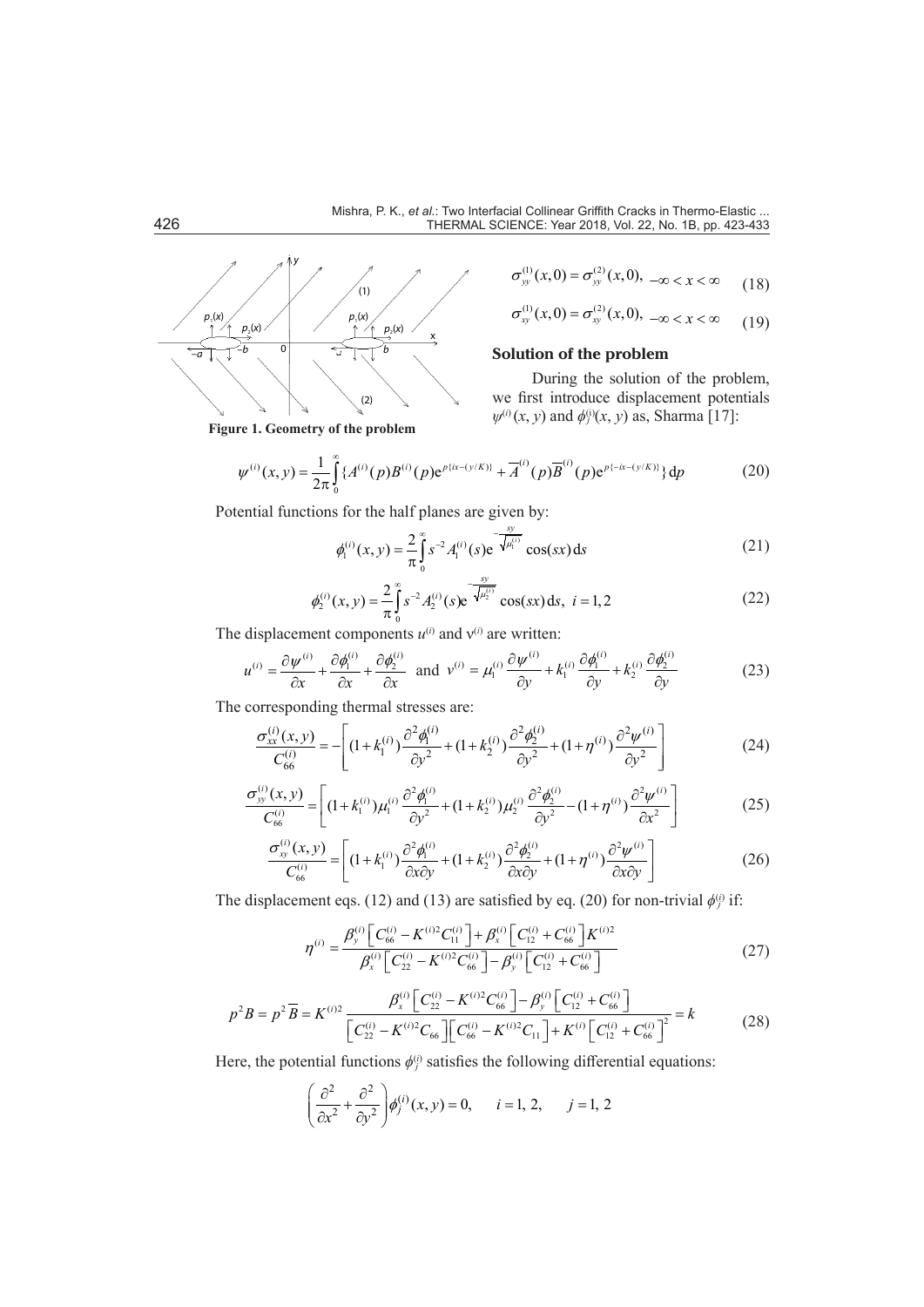$$\sigma_{yy}^{(1)}(x,0) = \sigma_{yy}^{(2)}(x,0), \quad -\infty < x < \infty \tag{18}$$

$$\sigma_{xy}^{(1)}(x,0) = \sigma_{xy}^{(2)}(x,0), \quad -\infty < x < \infty \tag{19}$$

**Figure 1. Geometry of the problem**

## Solution of the problem

During the solution of the problem, we first introduce displacement potentials $\psi^{(i)}(x, y)$ and $\phi_j^{(i)}(x, y)$ as, Sharma [17]:

$$\psi^{(i)}(x,y) = \frac{1}{2\pi}\int_0^\infty \{A^{(i)}(p)B^{(i)}(p)e^{p\{ix-(y/K)\}} + \overline{A}^{(i)}(p)\overline{B}^{(i)}(p)e^{p\{-ix-(y/K)\}}\}\,dp \tag{20}$$

Potential functions for the half planes are given by:

$$\phi_1^{(i)}(x,y) = \frac{2}{\pi}\int_0^\infty s^{-2}A_1^{(i)}(s)e^{-\frac{sy}{\sqrt{\mu_1^{(i)}}}}\cos(sx)\,ds \tag{21}$$

$$\phi_2^{(i)}(x,y) = \frac{2}{\pi}\int_0^\infty s^{-2}A_2^{(i)}(s)e^{-\frac{sy}{\sqrt{\mu_2^{(i)}}}}\cos(sx)\,ds, \quad i = 1, 2 \tag{22}$$

The displacement components $u^{(i)}$ and $v^{(i)}$ are written:

$$u^{(i)} = \frac{\partial \psi^{(i)}}{\partial x} + \frac{\partial \phi_1^{(i)}}{\partial x} + \frac{\partial \phi_2^{(i)}}{\partial x} \quad \text{and} \quad v^{(i)} = \mu_1^{(i)}\frac{\partial \psi^{(i)}}{\partial y} + k_1^{(i)}\frac{\partial \phi_1^{(i)}}{\partial y} + k_2^{(i)}\frac{\partial \phi_2^{(i)}}{\partial y} \tag{23}$$

The corresponding thermal stresses are:

$$\frac{\sigma_{xx}^{(i)}(x,y)}{C_{66}^{(i)}} = -\left[(1+k_1^{(i)})\frac{\partial^2 \phi_1^{(i)}}{\partial y^2} + (1+k_2^{(i)})\frac{\partial^2 \phi_2^{(i)}}{\partial y^2} + (1+\eta^{(i)})\frac{\partial^2 \psi^{(i)}}{\partial y^2}\right] \tag{24}$$

$$\frac{\sigma_{yy}^{(i)}(x,y)}{C_{66}^{(i)}} = \left[(1+k_1^{(i)})\mu_1^{(i)}\frac{\partial^2 \phi_1^{(i)}}{\partial y^2} + (1+k_2^{(i)})\mu_2^{(i)}\frac{\partial^2 \phi_2^{(i)}}{\partial y^2} - (1+\eta^{(i)})\frac{\partial^2 \psi^{(i)}}{\partial x^2}\right] \tag{25}$$

$$\frac{\sigma_{xy}^{(i)}(x,y)}{C_{66}^{(i)}} = \left[(1+k_1^{(i)})\frac{\partial^2 \phi_1^{(i)}}{\partial x \partial y} + (1+k_2^{(i)})\frac{\partial^2 \phi_2^{(i)}}{\partial x \partial y} + (1+\eta^{(i)})\frac{\partial^2 \psi^{(i)}}{\partial x \partial y}\right] \tag{26}$$

The displacement eqs. (12) and (13) are satisfied by eq. (20) for non-trivial $\phi_j^{(i)}$ if:

$$\eta^{(i)} = \frac{\beta_y^{(i)}\left[C_{66}^{(i)} - K^{(i)2}C_{11}^{(i)}\right] + \beta_x^{(i)}\left[C_{12}^{(i)} + C_{66}^{(i)}\right]K^{(i)2}}{\beta_x^{(i)}\left[C_{22}^{(i)} - K^{(i)2}C_{66}^{(i)}\right] - \beta_y^{(i)}\left[C_{12}^{(i)} + C_{66}^{(i)}\right]} \tag{27}$$

$$p^2B = p^2\overline{B} = K^{(i)2}\frac{\beta_x^{(i)}\left[C_{22}^{(i)} - K^{(i)2}C_{66}^{(i)}\right] - \beta_y^{(i)}\left[C_{12}^{(i)} + C_{66}^{(i)}\right]}{\left[C_{22}^{(i)} - K^{(i)2}C_{66}\right]\left[C_{66}^{(i)} - K^{(i)2}C_{11}\right] + K^{(i)}\left[C_{12}^{(i)} + C_{66}^{(i)}\right]^2} = k \tag{28}$$

Here, the potential functions $\phi_j^{(i)}$ satisfies the following differential equations:

$$\left(\frac{\partial^2}{\partial x^2} + \frac{\partial^2}{\partial y^2}\right)\phi_j^{(i)}(x,y) = 0, \quad i = 1, 2, \quad j = 1, 2$$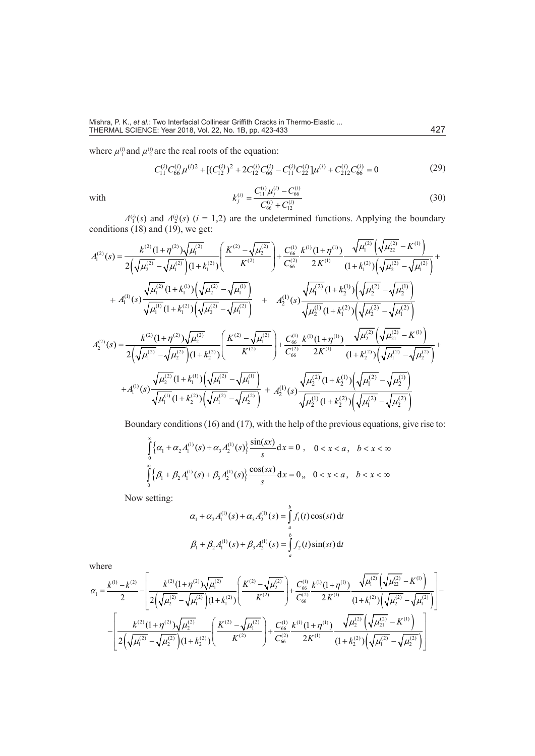where $\mu_1^{(i)}$ and $\mu_2^{(i)}$ are the real roots of the equation:

$$C_{11}^{(i)} C_{66}^{(i)} \mu^{(i)2} + [(C_{12}^{(i)})^2 + 2C_{12}^{(i)} C_{66}^{(i)} - C_{11}^{(i)} C_{22}^{(i)}]\mu^{(i)} + C_{212}^{(i)} C_{66}^{(i)} = 0 \tag{29}$$

with

$$k_j^{(i)} = \frac{C_{11}^{(i)} \mu_j^{(i)} - C_{66}^{(i)}}{C_{66}^{(i)} + C_{12}^{(i)}} \tag{30}$$

$A_1^{(i)}(s)$ and $A_2^{(i)}(s)$ ($i$ = 1,2) are the undetermined functions. Applying the boundary conditions (18) and (19), we get:

$$A_1^{(2)}(s) = \frac{k^{(2)}(1+\eta^{(2)})\sqrt{\mu_1^{(2)}}}{2\left(\sqrt{\mu_2^{(2)}} - \sqrt{\mu_1^{(2)}}\right)(1+k_1^{(2)})}\left(\frac{K^{(2)} - \sqrt{\mu_2^{(2)}}}{K^{(2)}}\right) + \frac{C_{66}^{(1)}}{C_{66}^{(2)}} \frac{k^{(1)}(1+\eta^{(1)})}{2K^{(1)}} \frac{\sqrt{\mu_1^{(2)}}\left(\sqrt{\mu_{22}^{(2)}} - K^{(1)}\right)}{(1+k_1^{(2)})\left(\sqrt{\mu_2^{(2)}} - \sqrt{\mu_1^{(2)}}\right)} +$$

$$+ A_1^{(1)}(s)\frac{\sqrt{\mu_1^{(2)}}(1+k_1^{(1)})\left(\sqrt{\mu_2^{(2)}} - \sqrt{\mu_1^{(1)}}\right)}{\sqrt{\mu_1^{(1)}}(1+k_1^{(2)})\left(\sqrt{\mu_2^{(2)}} - \sqrt{\mu_1^{(2)}}\right)} + A_2^{(1)}(s)\frac{\sqrt{\mu_1^{(2)}}(1+k_2^{(1)})\left(\sqrt{\mu_2^{(2)}} - \sqrt{\mu_2^{(1)}}\right)}{\sqrt{\mu_2^{(1)}}(1+k_1^{(2)})\left(\sqrt{\mu_2^{(2)}} - \sqrt{\mu_1^{(2)}}\right)}$$

$$A_2^{(2)}(s) = \frac{k^{(2)}(1+\eta^{(2)})\sqrt{\mu_2^{(2)}}}{2\left(\sqrt{\mu_1^{(2)}} - \sqrt{\mu_2^{(2)}}\right)(1+k_2^{(2)})}\left(\frac{K^{(2)} - \sqrt{\mu_1^{(2)}}}{K^{(2)}}\right) + \frac{C_{66}^{(1)}}{C_{66}^{(2)}} \frac{k^{(1)}(1+\eta^{(1)})}{2K^{(1)}} \frac{\sqrt{\mu_2^{(2)}}\left(\sqrt{\mu_{21}^{(2)}} - K^{(1)}\right)}{(1+k_2^{(2)})\left(\sqrt{\mu_1^{(2)}} - \sqrt{\mu_2^{(2)}}\right)} +$$

$$+ A_1^{(1)}(s)\frac{\sqrt{\mu_2^{(2)}}(1+k_1^{(1)})\left(\sqrt{\mu_1^{(2)}} - \sqrt{\mu_1^{(1)}}\right)}{\sqrt{\mu_1^{(1)}}(1+k_2^{(2)})\left(\sqrt{\mu_1^{(2)}} - \sqrt{\mu_2^{(2)}}\right)} + A_2^{(1)}(s)\frac{\sqrt{\mu_2^{(2)}}(1+k_2^{(1)})\left(\sqrt{\mu_1^{(2)}} - \sqrt{\mu_2^{(1)}}\right)}{\sqrt{\mu_2^{(1)}}(1+k_2^{(2)})\left(\sqrt{\mu_1^{(2)}} - \sqrt{\mu_2^{(2)}}\right)}$$

Boundary conditions (16) and (17), with the help of the previous equations, give rise to:

$$\int_0^\infty \left\{\alpha_1 + \alpha_2 A_1^{(1)}(s) + \alpha_3 A_2^{(1)}(s)\right\}\frac{\sin(sx)}{s}\mathrm{d}x = 0\,, \quad 0 < x < a\,, \quad b < x < \infty$$

$$\int_0^\infty \left\{\beta_1 + \beta_2 A_1^{(1)}(s) + \beta_3 A_2^{(1)}(s)\right\}\frac{\cos(sx)}{s}\mathrm{d}x = 0,, \quad 0 < x < a\,, \quad b < x < \infty$$

Now setting:

$$\alpha_1 + \alpha_2 A_1^{(1)}(s) + \alpha_3 A_2^{(1)}(s) = \int_a^b f_1(t)\cos(st)\,\mathrm{d}t$$

$$\beta_1 + \beta_2 A_1^{(1)}(s) + \beta_3 A_2^{(1)}(s) = \int_a^b f_2(t)\sin(st)\,\mathrm{d}t$$

where

$$\alpha_1 = \frac{k^{(1)} - k^{(2)}}{2} - \left[\frac{k^{(2)}(1+\eta^{(2)})\sqrt{\mu_1^{(2)}}}{2\left(\sqrt{\mu_2^{(2)}} - \sqrt{\mu_1^{(2)}}\right)(1+k_1^{(2)})}\left(\frac{K^{(2)} - \sqrt{\mu_2^{(2)}}}{K^{(2)}}\right) + \frac{C_{66}^{(1)}}{C_{66}^{(2)}} \frac{k^{(1)}(1+\eta^{(1)})}{2K^{(1)}} \frac{\sqrt{\mu_1^{(2)}}\left(\sqrt{\mu_{22}^{(2)}} - K^{(1)}\right)}{(1+k_1^{(2)})\left(\sqrt{\mu_2^{(2)}} - \sqrt{\mu_1^{(2)}}\right)}\right] -$$

$$- \left[\frac{k^{(2)}(1+\eta^{(2)})\sqrt{\mu_2^{(2)}}}{2\left(\sqrt{\mu_1^{(2)}} - \sqrt{\mu_2^{(2)}}\right)(1+k_2^{(2)})}\left(\frac{K^{(2)} - \sqrt{\mu_1^{(2)}}}{K^{(2)}}\right) + \frac{C_{66}^{(1)}}{C_{66}^{(2)}} \frac{k^{(1)}(1+\eta^{(1)})}{2K^{(1)}} \frac{\sqrt{\mu_2^{(2)}}\left(\sqrt{\mu_{21}^{(2)}} - K^{(1)}\right)}{(1+k_2^{(2)})\left(\sqrt{\mu_1^{(2)}} - \sqrt{\mu_2^{(2)}}\right)}\right]$$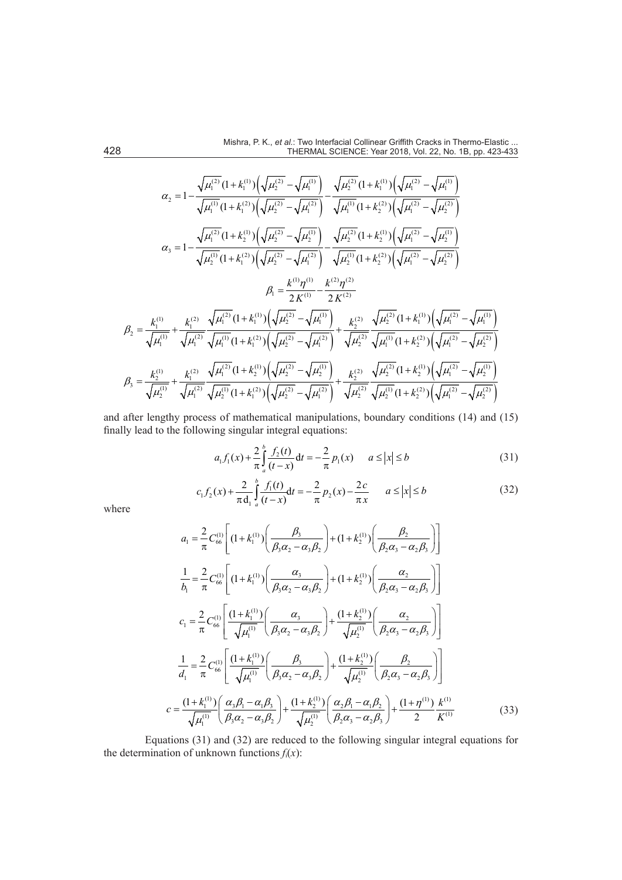$$\alpha_2 = 1 - \frac{\sqrt{\mu_1^{(2)}}(1+k_1^{(1)})\left(\sqrt{\mu_2^{(2)}}-\sqrt{\mu_1^{(1)}}\right)}{\sqrt{\mu_1^{(1)}}(1+k_1^{(2)})\left(\sqrt{\mu_2^{(2)}}-\sqrt{\mu_1^{(2)}}\right)} - \frac{\sqrt{\mu_2^{(2)}}(1+k_1^{(1)})\left(\sqrt{\mu_1^{(2)}}-\sqrt{\mu_1^{(1)}}\right)}{\sqrt{\mu_1^{(1)}}(1+k_2^{(2)})\left(\sqrt{\mu_1^{(2)}}-\sqrt{\mu_2^{(2)}}\right)}$$

$$\alpha_3 = 1 - \frac{\sqrt{\mu_1^{(2)}}(1+k_2^{(1)})\left(\sqrt{\mu_2^{(2)}}-\sqrt{\mu_2^{(1)}}\right)}{\sqrt{\mu_2^{(1)}}(1+k_1^{(2)})\left(\sqrt{\mu_2^{(2)}}-\sqrt{\mu_1^{(2)}}\right)} - \frac{\sqrt{\mu_2^{(2)}}(1+k_2^{(1)})\left(\sqrt{\mu_1^{(2)}}-\sqrt{\mu_2^{(1)}}\right)}{\sqrt{\mu_2^{(1)}}(1+k_2^{(2)})\left(\sqrt{\mu_1^{(2)}}-\sqrt{\mu_2^{(2)}}\right)}$$

$$\beta_1 = \frac{k^{(1)}\eta^{(1)}}{2K^{(1)}} - \frac{k^{(2)}\eta^{(2)}}{2K^{(2)}}$$

$$\beta_2 = \frac{k_1^{(1)}}{\sqrt{\mu_1^{(1)}}} + \frac{k_1^{(2)}}{\sqrt{\mu_1^{(2)}}}\frac{\sqrt{\mu_1^{(2)}}(1+k_1^{(1)})\left(\sqrt{\mu_2^{(2)}}-\sqrt{\mu_1^{(1)}}\right)}{\sqrt{\mu_1^{(1)}}(1+k_1^{(2)})\left(\sqrt{\mu_2^{(2)}}-\sqrt{\mu_1^{(2)}}\right)} + \frac{k_2^{(2)}}{\sqrt{\mu_2^{(2)}}}\frac{\sqrt{\mu_2^{(2)}}(1+k_1^{(1)})\left(\sqrt{\mu_1^{(2)}}-\sqrt{\mu_1^{(1)}}\right)}{\sqrt{\mu_1^{(1)}}(1+k_2^{(2)})\left(\sqrt{\mu_1^{(2)}}-\sqrt{\mu_2^{(2)}}\right)}$$

$$\beta_3 = \frac{k_2^{(1)}}{\sqrt{\mu_2^{(1)}}} + \frac{k_1^{(2)}}{\sqrt{\mu_1^{(2)}}}\frac{\sqrt{\mu_1^{(2)}}(1+k_2^{(1)})\left(\sqrt{\mu_2^{(2)}}-\sqrt{\mu_2^{(1)}}\right)}{\sqrt{\mu_2^{(1)}}(1+k_1^{(2)})\left(\sqrt{\mu_2^{(2)}}-\sqrt{\mu_1^{(2)}}\right)} + \frac{k_2^{(2)}}{\sqrt{\mu_2^{(2)}}}\frac{\sqrt{\mu_2^{(2)}}(1+k_2^{(1)})\left(\sqrt{\mu_1^{(2)}}-\sqrt{\mu_2^{(1)}}\right)}{\sqrt{\mu_2^{(1)}}(1+k_2^{(2)})\left(\sqrt{\mu_1^{(2)}}-\sqrt{\mu_2^{(2)}}\right)}$$

and after lengthy process of mathematical manipulations, boundary conditions (14) and (15) finally lead to the following singular integral equations:

$$a_1 f_1(x) + \frac{2}{\pi}\int_a^b \frac{f_2(t)}{(t-x)}\mathrm{d}t = -\frac{2}{\pi}p_1(x) \qquad a \le |x| \le b \tag{31}$$

$$c_1 f_2(x) + \frac{2}{\pi \mathrm{d}_1}\int_a^b \frac{f_1(t)}{(t-x)}\mathrm{d}t = -\frac{2}{\pi}p_2(x) - \frac{2c}{\pi x} \qquad a \le |x| \le b \tag{32}$$

where

$$a_1 = \frac{2}{\pi}C_{66}^{(1)}\left[(1+k_1^{(1)})\left(\frac{\beta_3}{\beta_3\alpha_2-\alpha_3\beta_2}\right)+(1+k_2^{(1)})\left(\frac{\beta_2}{\beta_2\alpha_3-\alpha_2\beta_3}\right)\right]$$

$$\frac{1}{b_1} = \frac{2}{\pi}C_{66}^{(1)}\left[(1+k_1^{(1)})\left(\frac{\alpha_3}{\beta_3\alpha_2-\alpha_3\beta_2}\right)+(1+k_2^{(1)})\left(\frac{\alpha_2}{\beta_2\alpha_3-\alpha_2\beta_3}\right)\right]$$

$$c_1 = \frac{2}{\pi}C_{66}^{(1)}\left[\frac{(1+k_1^{(1)})}{\sqrt{\mu_1^{(1)}}}\left(\frac{\alpha_3}{\beta_3\alpha_2-\alpha_3\beta_2}\right)+\frac{(1+k_2^{(1)})}{\sqrt{\mu_2^{(1)}}}\left(\frac{\alpha_2}{\beta_2\alpha_3-\alpha_2\beta_3}\right)\right]$$

$$\frac{1}{d_1} = \frac{2}{\pi}C_{66}^{(1)}\left[\frac{(1+k_1^{(1)})}{\sqrt{\mu_1^{(1)}}}\left(\frac{\beta_3}{\beta_3\alpha_2-\alpha_3\beta_2}\right)+\frac{(1+k_2^{(1)})}{\sqrt{\mu_2^{(1)}}}\left(\frac{\beta_2}{\beta_2\alpha_3-\alpha_2\beta_3}\right)\right]$$

$$c = \frac{(1+k_1^{(1)})}{\sqrt{\mu_1^{(1)}}}\left(\frac{\alpha_3\beta_1-\alpha_1\beta_3}{\beta_3\alpha_2-\alpha_3\beta_2}\right)+\frac{(1+k_2^{(1)})}{\sqrt{\mu_2^{(1)}}}\left(\frac{\alpha_2\beta_1-\alpha_1\beta_2}{\beta_2\alpha_3-\alpha_2\beta_3}\right)+\frac{(1+\eta^{(1)})}{2}\frac{k^{(1)}}{K^{(1)}} \tag{33}$$

Equations (31) and (32) are reduced to the following singular integral equations for the determination of unknown functions $f_i(x)$: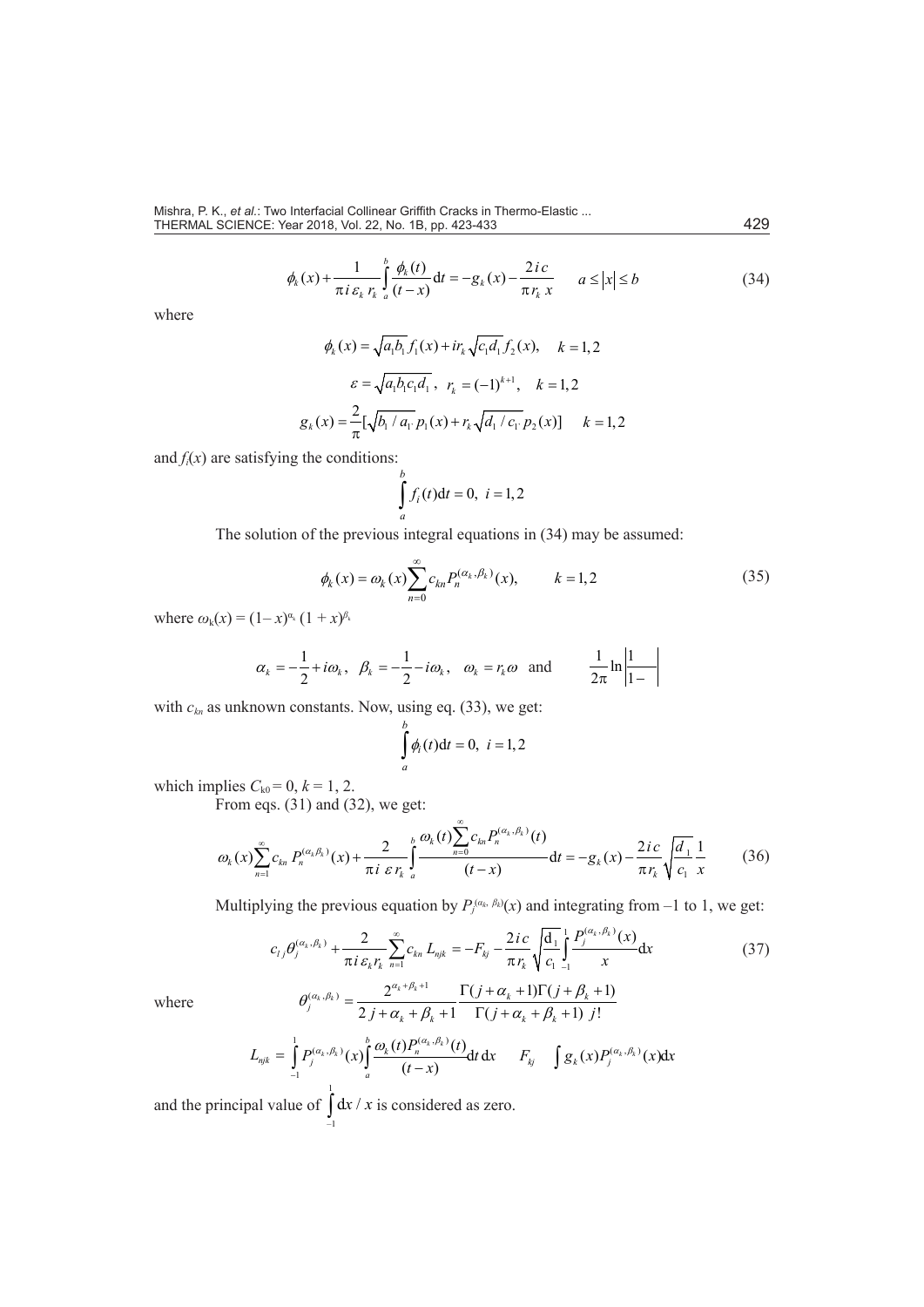$$\phi_k(x) + \frac{1}{\pi i \,\varepsilon_k \, r_k} \int_a^b \frac{\phi_k(t)}{(t-x)} \mathrm{d}t = -g_k(x) - \frac{2ic}{\pi r_k \, x} \qquad a \le |x| \le b \tag{34}$$

where

$$\phi_k(x) = \sqrt{a_1 b_1} f_1(x) + i r_k \sqrt{c_1 d_1} f_2(x), \quad k = 1,2$$

$$\varepsilon = \sqrt{a_1 b_1 c_1 d_1}\,, \quad r_k = (-1)^{k+1}, \quad k = 1,2$$

$$g_k(x) = \frac{2}{\pi}[\sqrt{b_1 / a_{1^\cdot}}\, p_1(x) + r_k \sqrt{d_1 / c_{1^\cdot}}\, p_2(x)] \quad k = 1,2$$

and $f_i(x)$ are satisfying the conditions:

$$\int_a^b f_i(t)\mathrm{d}t = 0, \; i = 1,2$$

The solution of the previous integral equations in (34) may be assumed:

$$\phi_k(x) = \omega_k(x) \sum_{n=0}^{\infty} c_{kn} P_n^{(\alpha_k, \beta_k)}(x), \qquad k = 1,2 \tag{35}$$

where $\omega_k(x) = (1-x)^{\alpha_k}(1+x)^{\beta_k}$

$$\alpha_k = -\frac{1}{2} + i\omega_k, \;\; \beta_k = -\frac{1}{2} - i\omega_k, \;\; \omega_k = r_k \omega \;\; \text{and} \qquad \frac{1}{2\pi}\ln\left|\frac{1}{1-}\right|$$

with $c_{kn}$ as unknown constants. Now, using eq. (33), we get:

$$\int_a^b \phi_i(t)\mathrm{d}t = 0, \; i = 1,2$$

which implies $C_{k0} = 0$, $k = 1, 2$.

From eqs. (31) and (32), we get:

$$\omega_k(x) \sum_{n=1}^{\infty} c_{kn} \, P_n^{(\alpha_k \beta_k)}(x) + \frac{2}{\pi i \,\varepsilon r_k} \int_a^b \frac{\omega_k(t) \sum_{n=0}^{\infty} c_{kn} P_n^{(\alpha_k, \beta_k)}(t)}{(t-x)} \mathrm{d}t = -g_k(x) - \frac{2ic}{\pi r_k} \sqrt{\frac{d_1}{c_1}} \frac{1}{x} \tag{36}$$

Multiplying the previous equation by $P_j^{(\alpha_k, \beta_k)}(x)$ and integrating from –1 to 1, we get:

$$c_{lj} \theta_j^{(\alpha_k, \beta_k)} + \frac{2}{\pi i \,\varepsilon_k r_k} \sum_{n=1}^{\infty} c_{kn} \, L_{njk} = -F_{kj} - \frac{2ic}{\pi r_k} \sqrt{\frac{\mathrm{d}_1}{c_1}} \int_{-1}^{1} \frac{P_j^{(\alpha_k, \beta_k)}(x)}{x} \mathrm{d}x \tag{37}$$

where

$$\theta_j^{(\alpha_k, \beta_k)} = \frac{2^{\alpha_k + \beta_k + 1}}{2j + \alpha_k + \beta_k + 1} \frac{\Gamma(j + \alpha_k + 1)\Gamma(j + \beta_k + 1)}{\Gamma(j + \alpha_k + \beta_k + 1) \; j!}$$

$$L_{njk} = \int_{-1}^{1} P_j^{(\alpha_k, \beta_k)}(x) \int_a^b \frac{\omega_k(t) P_n^{(\alpha_k, \beta_k)}(t)}{(t-x)} \mathrm{d}t \, \mathrm{d}x \qquad F_{kj} \quad \int g_k(x) P_j^{(\alpha_k, \beta_k)}(x) \mathrm{d}x$$

and the principal value of $\int_{-1}^{1} \mathrm{d}x / x$ is considered as zero.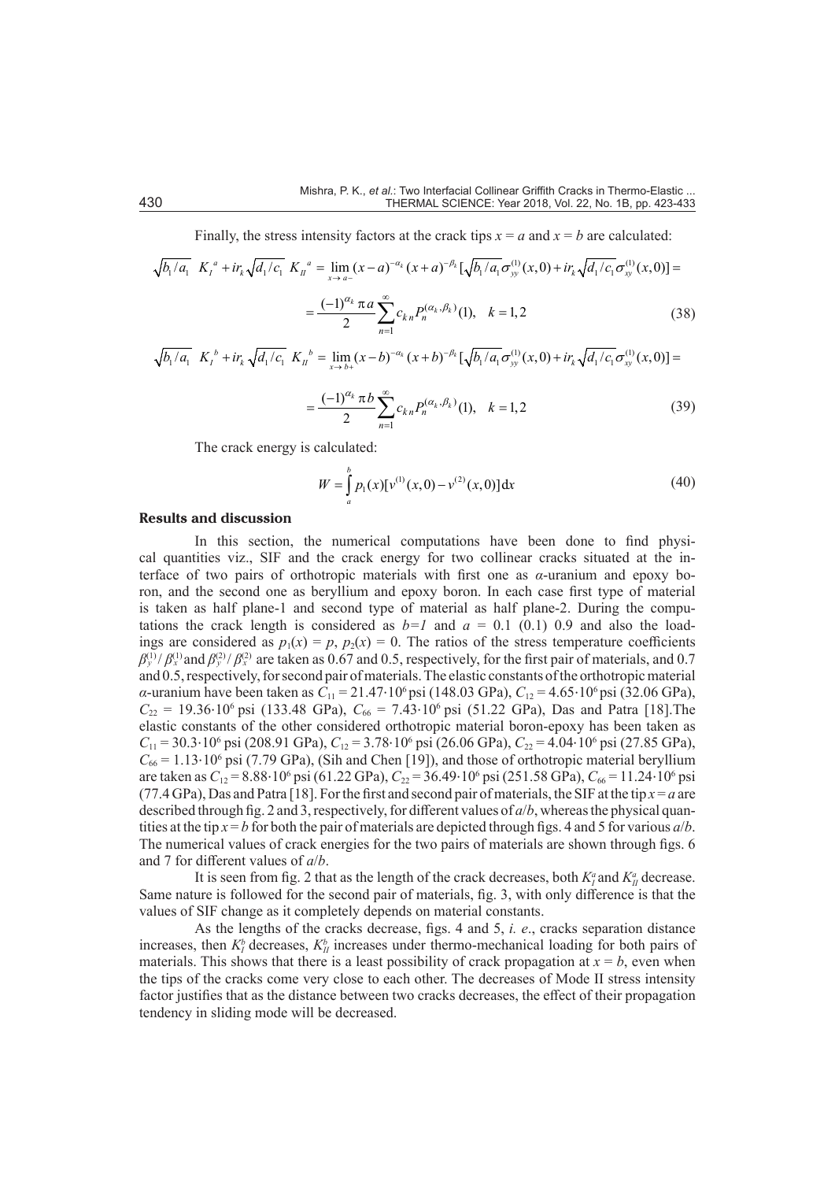Finally, the stress intensity factors at the crack tips $x = a$ and $x = b$ are calculated:

$$\sqrt{b_1/a_1}\ \ K_I{}^a + ir_k\sqrt{d_1/c_1}\ K_{II}{}^a = \lim_{x\to a-}(x-a)^{-\alpha_k}(x+a)^{-\beta_k}[\sqrt{b_1/a_1}\sigma_{yy}^{(1)}(x,0) + ir_k\sqrt{d_1/c_1}\sigma_{xy}^{(1)}(x,0)] =$$

$$= \frac{(-1)^{\alpha_k}\pi a}{2}\sum_{n=1}^{\infty} c_{kn}P_n^{(\alpha_k,\beta_k)}(1), \quad k = 1,2 \tag{38}$$

$$\sqrt{b_1/a_1}\ \ K_I{}^b + ir_k\sqrt{d_1/c_1}\ K_{II}{}^b = \lim_{x\to b+}(x-b)^{-\alpha_k}(x+b)^{-\beta_k}[\sqrt{b_1/a_1}\sigma_{yy}^{(1)}(x,0) + ir_k\sqrt{d_1/c_1}\sigma_{xy}^{(1)}(x,0)] =$$

$$= \frac{(-1)^{\alpha_k}\pi b}{2}\sum_{n=1}^{\infty} c_{kn}P_n^{(\alpha_k,\beta_k)}(1), \quad k = 1,2 \tag{39}$$

The crack energy is calculated:

$$W = \int_a^b p_1(x)[v^{(1)}(x,0) - v^{(2)}(x,0)]\mathrm{d}x \tag{40}$$

## Results and discussion

In this section, the numerical computations have been done to find physical quantities viz., SIF and the crack energy for two collinear cracks situated at the interface of two pairs of orthotropic materials with first one as $\alpha$-uranium and epoxy boron, and the second one as beryllium and epoxy boron. In each case first type of material is taken as half plane-1 and second type of material as half plane-2. During the computations the crack length is considered as $b=1$ and $a = 0.1$ (0.1) 0.9 and also the loadings are considered as $p_1(x) = p$, $p_2(x) = 0$. The ratios of the stress temperature coefficients $\beta_y^{(1)}/\beta_x^{(1)}$ and $\beta_y^{(2)}/\beta_x^{(2)}$ are taken as 0.67 and 0.5, respectively, for the first pair of materials, and 0.7 and 0.5, respectively, for second pair of materials. The elastic constants of the orthotropic material $\alpha$-uranium have been taken as $C_{11} = 21.47\cdot10^6$ psi (148.03 GPa), $C_{12} = 4.65\cdot10^6$ psi (32.06 GPa), $C_{22} = 19.36\cdot10^6$ psi (133.48 GPa), $C_{66} = 7.43\cdot10^6$ psi (51.22 GPa), Das and Patra [18].The elastic constants of the other considered orthotropic material boron-epoxy has been taken as $C_{11} = 30.3\cdot10^6$ psi (208.91 GPa), $C_{12} = 3.78\cdot10^6$ psi (26.06 GPa), $C_{22} = 4.04\cdot10^6$ psi (27.85 GPa), $C_{66} = 1.13\cdot10^6$ psi (7.79 GPa), (Sih and Chen [19]), and those of orthotropic material beryllium are taken as $C_{12} = 8.88\cdot10^6$ psi (61.22 GPa), $C_{22} = 36.49\cdot10^6$ psi (251.58 GPa), $C_{66} = 11.24\cdot10^6$ psi (77.4 GPa), Das and Patra [18]. For the first and second pair of materials, the SIF at the tip $x = a$ are described through fig. 2 and 3, respectively, for different values of $a/b$, whereas the physical quantities at the tip $x = b$ for both the pair of materials are depicted through figs. 4 and 5 for various $a/b$. The numerical values of crack energies for the two pairs of materials are shown through figs. 6 and 7 for different values of $a/b$.

It is seen from fig. 2 that as the length of the crack decreases, both $K_I^a$ and $K_{II}^a$ decrease. Same nature is followed for the second pair of materials, fig. 3, with only difference is that the values of SIF change as it completely depends on material constants.

As the lengths of the cracks decrease, figs. 4 and 5, *i. e*., cracks separation distance increases, then $K_I^b$ decreases, $K_{II}^b$ increases under thermo-mechanical loading for both pairs of materials. This shows that there is a least possibility of crack propagation at $x = b$, even when the tips of the cracks come very close to each other. The decreases of Mode II stress intensity factor justifies that as the distance between two cracks decreases, the effect of their propagation tendency in sliding mode will be decreased.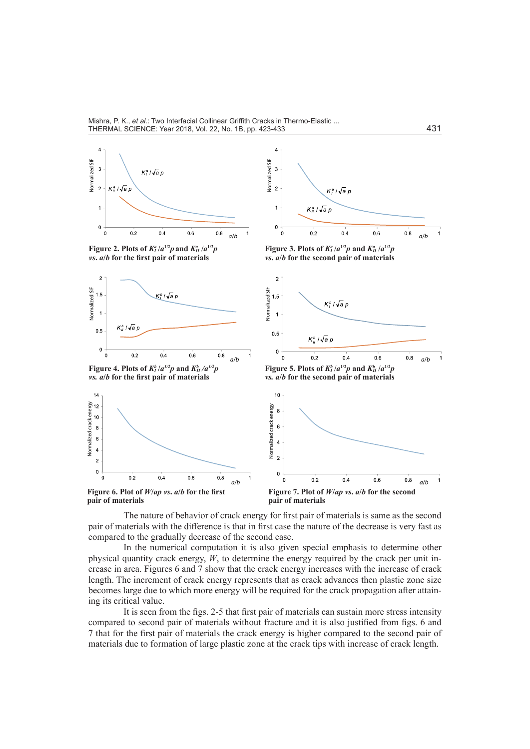**Figure 2. Plots of $K_I^a/a^{1/2}p$ and $K_{II}^a/a^{1/2}p$ *vs.* $a/b$ for the first pair of materials**

**Figure 3. Plots of $K_I^a/a^{1/2}p$ and $K_{II}^a/a^{1/2}p$ *vs.* $a/b$ for the second pair of materials**

**Figure 4. Plots of $K_I^b/a^{1/2}p$ and $K_{II}^b/a^{1/2}p$ *vs.* $a/b$ for the first pair of materials**

**Figure 5. Plots of $K_I^b/a^{1/2}p$ and $K_{II}^b/a^{1/2}p$ *vs.* $a/b$ for the second pair of materials**

**Figure 6. Plot of $W/ap$ *vs.* $a/b$ for the first pair of materials**

**Figure 7. Plot of $W/ap$ *vs.* $a/b$ for the second pair of materials**

The nature of behavior of crack energy for first pair of materials is same as the second pair of materials with the difference is that in first case the nature of the decrease is very fast as compared to the gradually decrease of the second case.

In the numerical computation it is also given special emphasis to determine other physical quantity crack energy, $W$, to determine the energy required by the crack per unit increase in area. Figures 6 and 7 show that the crack energy increases with the increase of crack length. The increment of crack energy represents that as crack advances then plastic zone size becomes large due to which more energy will be required for the crack propagation after attaining its critical value.

It is seen from the figs. 2-5 that first pair of materials can sustain more stress intensity compared to second pair of materials without fracture and it is also justified from figs. 6 and 7 that for the first pair of materials the crack energy is higher compared to the second pair of materials due to formation of large plastic zone at the crack tips with increase of crack length.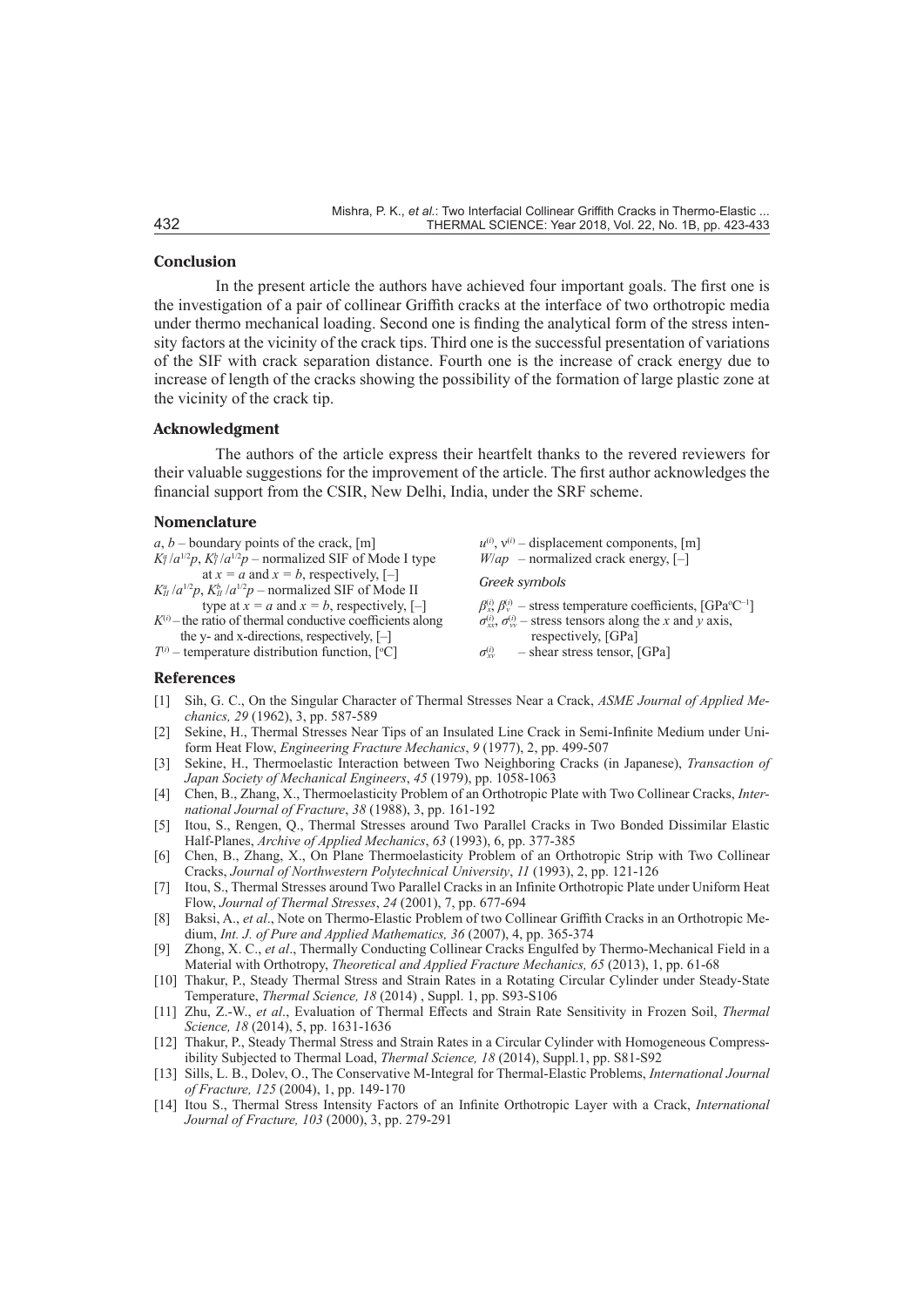## Conclusion

In the present article the authors have achieved four important goals. The first one is the investigation of a pair of collinear Griffith cracks at the interface of two orthotropic media under thermo mechanical loading. Second one is finding the analytical form of the stress intensity factors at the vicinity of the crack tips. Third one is the successful presentation of variations of the SIF with crack separation distance. Fourth one is the increase of crack energy due to increase of length of the cracks showing the possibility of the formation of large plastic zone at the vicinity of the crack tip.

## Acknowledgment

The authors of the article express their heartfelt thanks to the revered reviewers for their valuable suggestions for the improvement of the article. The first author acknowledges the financial support from the CSIR, New Delhi, India, under the SRF scheme.

## Nomenclature

$a$, $b$ – boundary points of the crack, [m]
$K_I^a/a^{1/2}p$, $K_I^b/a^{1/2}p$ – normalized SIF of Mode I type at $x = a$ and $x = b$, respectively, [–]
$K_{II}^a/a^{1/2}p$, $K_{II}^b/a^{1/2}p$ – normalized SIF of Mode II type at $x = a$ and $x = b$, respectively, [–]
$K^{(i)}$ – the ratio of thermal conductive coefficients along the y- and x-directions, respectively, [–]
$T^{(i)}$ – temperature distribution function, [°C]
$u^{(i)}$, $v^{(i)}$ – displacement components, [m]
$W/ap$ – normalized crack energy, [–]

*Greek symbols*

$\beta_x^{(i)}$, $\beta_y^{(i)}$ – stress temperature coefficients, [GPa°C$^{-1}$]
$\sigma_{xx}^{(i)}$, $\sigma_{yy}^{(i)}$ – stress tensors along the $x$ and $y$ axis, respectively, [GPa]
$\sigma_{xy}^{(i)}$ – shear stress tensor, [GPa]

## References

[1] Sih, G. C., On the Singular Character of Thermal Stresses Near a Crack, *ASME Journal of Applied Mechanics, 29* (1962), 3, pp. 587-589

[2] Sekine, H., Thermal Stresses Near Tips of an Insulated Line Crack in Semi-Infinite Medium under Uniform Heat Flow, *Engineering Fracture Mechanics*, *9* (1977), 2, pp. 499-507

[3] Sekine, H., Thermoelastic Interaction between Two Neighboring Cracks (in Japanese), *Transaction of Japan Society of Mechanical Engineers*, *45* (1979), pp. 1058-1063

[4] Chen, B., Zhang, X., Thermoelasticity Problem of an Orthotropic Plate with Two Collinear Cracks, *International Journal of Fracture*, *38* (1988), 3, pp. 161-192

[5] Itou, S., Rengen, Q., Thermal Stresses around Two Parallel Cracks in Two Bonded Dissimilar Elastic Half-Planes, *Archive of Applied Mechanics*, *63* (1993), 6, pp. 377-385

[6] Chen, B., Zhang, X., On Plane Thermoelasticity Problem of an Orthotropic Strip with Two Collinear Cracks, *Journal of Northwestern Polytechnical University*, *11* (1993), 2, pp. 121-126

[7] Itou, S., Thermal Stresses around Two Parallel Cracks in an Infinite Orthotropic Plate under Uniform Heat Flow, *Journal of Thermal Stresses*, *24* (2001), 7, pp. 677-694

[8] Baksi, A., *et al*., Note on Thermo-Elastic Problem of two Collinear Griffith Cracks in an Orthotropic Medium, *Int. J. of Pure and Applied Mathematics, 36* (2007), 4, pp. 365-374

[9] Zhong, X. C., *et al*., Thermally Conducting Collinear Cracks Engulfed by Thermo-Mechanical Field in a Material with Orthotropy, *Theoretical and Applied Fracture Mechanics, 65* (2013), 1, pp. 61-68

[10] Thakur, P., Steady Thermal Stress and Strain Rates in a Rotating Circular Cylinder under Steady-State Temperature, *Thermal Science, 18* (2014) , Suppl. 1, pp. S93-S106

[11] Zhu, Z.-W., *et al*., Evaluation of Thermal Effects and Strain Rate Sensitivity in Frozen Soil, *Thermal Science, 18* (2014), 5, pp. 1631-1636

[12] Thakur, P., Steady Thermal Stress and Strain Rates in a Circular Cylinder with Homogeneous Compressibility Subjected to Thermal Load, *Thermal Science, 18* (2014), Suppl.1, pp. S81-S92

[13] Sills, L. B., Dolev, O., The Conservative M-Integral for Thermal-Elastic Problems, *International Journal of Fracture, 125* (2004), 1, pp. 149-170

[14] Itou S., Thermal Stress Intensity Factors of an Infinite Orthotropic Layer with a Crack, *International Journal of Fracture, 103* (2000), 3, pp. 279-291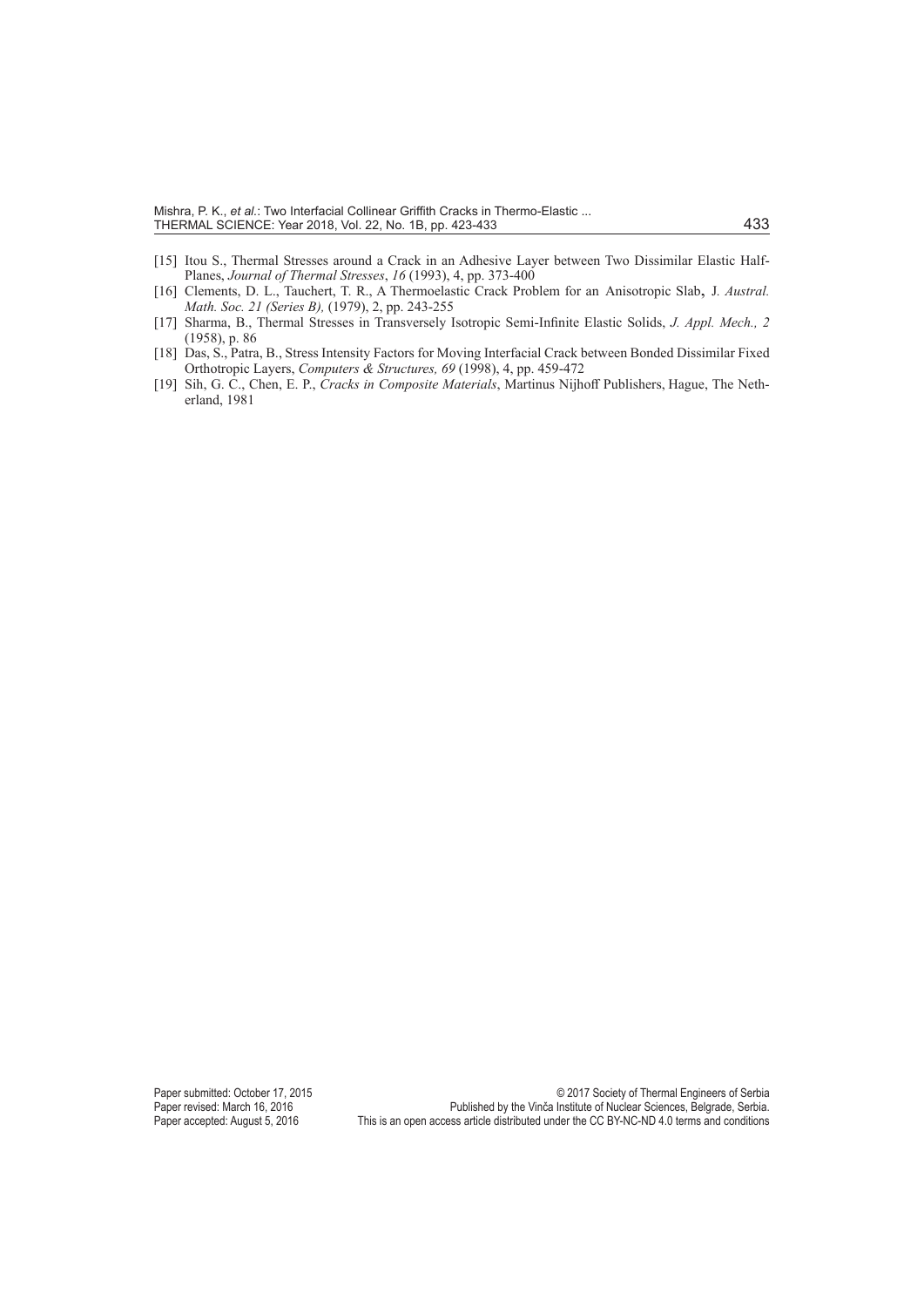[15] Itou S., Thermal Stresses around a Crack in an Adhesive Layer between Two Dissimilar Elastic Half-Planes, *Journal of Thermal Stresses*, *16* (1993), 4, pp. 373-400

[16] Clements, D. L., Tauchert, T. R., A Thermoelastic Crack Problem for an Anisotropic Slab, J. *Austral. Math. Soc. 21 (Series B),* (1979), 2, pp. 243-255

[17] Sharma, B., Thermal Stresses in Transversely Isotropic Semi-Infinite Elastic Solids, *J. Appl. Mech., 2* (1958), p. 86

[18] Das, S., Patra, B., Stress Intensity Factors for Moving Interfacial Crack between Bonded Dissimilar Fixed Orthotropic Layers, *Computers & Structures, 69* (1998), 4, pp. 459-472

[19] Sih, G. C., Chen, E. P., *Cracks in Composite Materials*, Martinus Nijhoff Publishers, Hague, The Netherland, 1981

Paper submitted: October 17, 2015
Paper revised: March 16, 2016
Paper accepted: August 5, 2016

© 2017 Society of Thermal Engineers of Serbia
Published by the Vinča Institute of Nuclear Sciences, Belgrade, Serbia.
This is an open access article distributed under the CC BY-NC-ND 4.0 terms and conditions